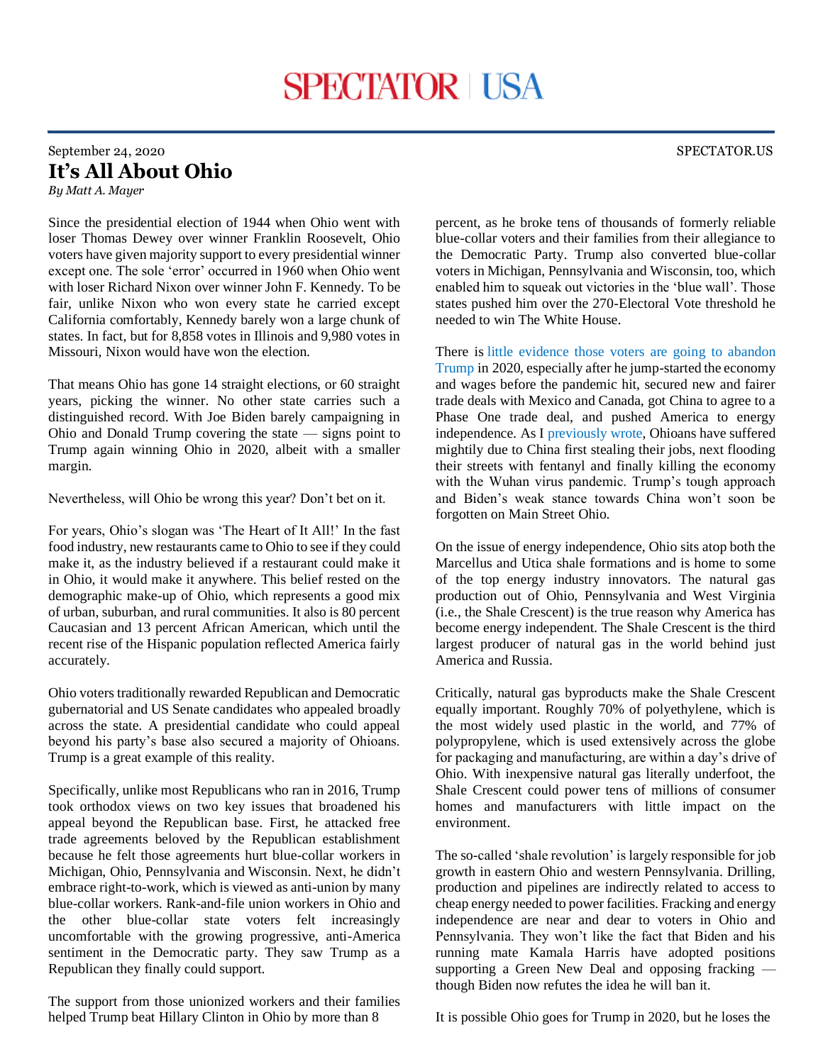SPECTATOR | USA

September 24, 2020

# It's All About Ohio

*By Matt A. Mayer*

Since the presidential election of 1944 when Ohio went with loser Thomas Dewey over winner Franklin Roosevelt, Ohio voters have given majority support to every presidential winner except one. The sole 'error' occurred in 1960 when Ohio went with loser Richard Nixon over winner John F. Kennedy. To be fair, unlike Nixon who won every state he carried except California comfortably, Kennedy barely won a large chunk of states. In fact, but for 8,858 votes in Illinois and 9,980 votes in Missouri, Nixon would have won the election.

That means Ohio has gone 14 straight elections, or 60 straight years, picking the winner. No other state carries such a distinguished record. With Joe Biden barely campaigning in Ohio and Donald Trump covering the state — signs point to Trump again winning Ohio in 2020, albeit with a smaller margin.

Nevertheless, will Ohio be wrong this year? Don't bet on it.

For years, Ohio's slogan was 'The Heart of It All!' In the fast food industry, new restaurants came to Ohio to see if they could make it, as the industry believed if a restaurant could make it in Ohio, it would make it anywhere. This belief rested on the demographic make-up of Ohio, which represents a good mix of urban, suburban, and rural communities. It also is 80 percent Caucasian and 13 percent African American, which until the recent rise of the Hispanic population reflected America fairly accurately.

Ohio voters traditionally rewarded Republican and Democratic gubernatorial and US Senate candidates who appealed broadly across the state. A presidential candidate who could appeal beyond his party's base also secured a majority of Ohioans. Trump is a great example of this reality.

Specifically, unlike most Republicans who ran in 2016, Trump took orthodox views on two key issues that broadened his appeal beyond the Republican base. First, he attacked free trade agreements beloved by the Republican establishment because he felt those agreements hurt blue-collar workers in Michigan, Ohio, Pennsylvania and Wisconsin. Next, he didn't embrace right-to-work, which is viewed as anti-union by many blue-collar workers. Rank-and-file union workers in Ohio and the other blue-collar state voters felt increasingly uncomfortable with the growing progressive, anti-America sentiment in the Democratic party. They saw Trump as a Republican they finally could support.

The support from those unionized workers and their families helped Trump beat Hillary Clinton in Ohio by more than 8 percent, as he broke tens of thousands of formerly reliable blue-collar voters and their families from their allegiance to the Democratic Party. Trump also converted blue-collar voters in Michigan, Pennsylvania and Wisconsin, too, which enabled him to squeak out victories in the 'blue wall'. Those states pushed him over the 270-Electoral Vote threshold he needed to win The White House.

There is little evidence those voters are going to abandon Trump in 2020, especially after he jump-started the economy and wages before the pandemic hit, secured new and fairer trade deals with Mexico and Canada, got China to agree to a Phase One trade deal, and pushed America to energy independence. As I previously wrote, Ohioans have suffered mightily due to China first stealing their jobs, next flooding their streets with fentanyl and finally killing the economy with the Wuhan virus pandemic. Trump's tough approach and Biden's weak stance towards China won't soon be forgotten on Main Street Ohio.

On the issue of energy independence, Ohio sits atop both the Marcellus and Utica shale formations and is home to some of the top energy industry innovators. The natural gas production out of Ohio, Pennsylvania and West Virginia (i.e., the Shale Crescent) is the true reason why America has become energy independent. The Shale Crescent is the third largest producer of natural gas in the world behind just America and Russia.

Critically, natural gas byproducts make the Shale Crescent equally important. Roughly 70% of polyethylene, which is the most widely used plastic in the world, and 77% of polypropylene, which is used extensively across the globe for packaging and manufacturing, are within a day's drive of Ohio. With inexpensive natural gas literally underfoot, the Shale Crescent could power tens of millions of consumer homes and manufacturers with little impact on the environment.

The so-called 'shale revolution' is largely responsible for job growth in eastern Ohio and western Pennsylvania. Drilling, production and pipelines are indirectly related to access to cheap energy needed to power facilities. Fracking and energy independence are near and dear to voters in Ohio and Pennsylvania. They won't like the fact that Biden and his running mate Kamala Harris have adopted positions supporting a Green New Deal and opposing fracking — though Biden now refutes the idea he will ban it.

It is possible Ohio goes for Trump in 2020, but he loses the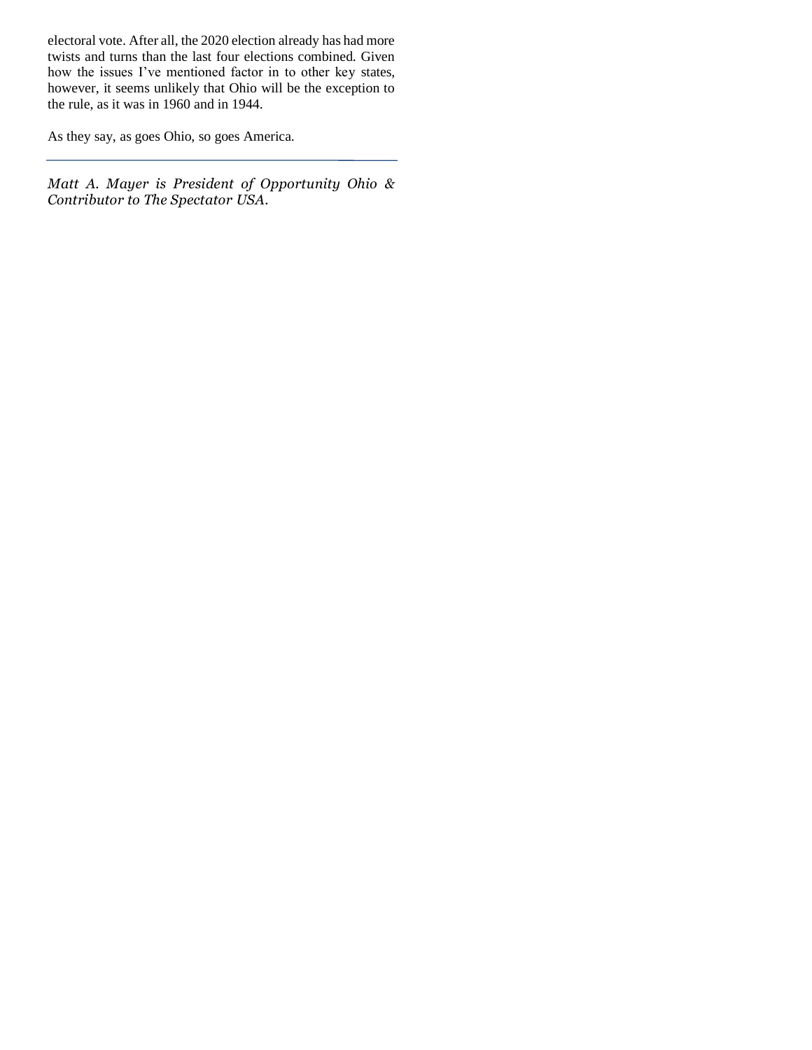electoral vote. After all, the 2020 election already has had more twists and turns than the last four elections combined. Given how the issues I've mentioned factor in to other key states, however, it seems unlikely that Ohio will be the exception to the rule, as it was in 1960 and in 1944.

As they say, as goes Ohio, so goes America.

---

*Matt A. Mayer is President of Opportunity Ohio & Contributor to The Spectator USA.*